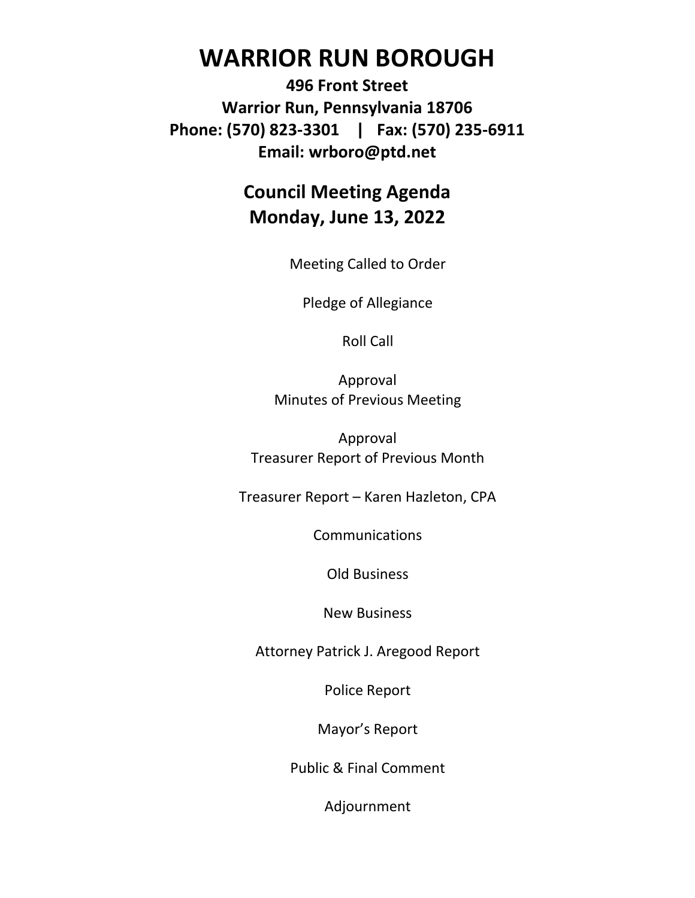# WARRIOR RUN BOROUGH

**496 Front Street**
**Warrior Run, Pennsylvania 18706**
**Phone: (570) 823-3301 | Fax: (570) 235-6911**
**Email: wrboro@ptd.net**

## Council Meeting Agenda
## Monday, June 13, 2022

Meeting Called to Order

Pledge of Allegiance

Roll Call

Approval
Minutes of Previous Meeting

Approval
Treasurer Report of Previous Month

Treasurer Report – Karen Hazleton, CPA

Communications

Old Business

New Business

Attorney Patrick J. Aregood Report

Police Report

Mayor's Report

Public & Final Comment

Adjournment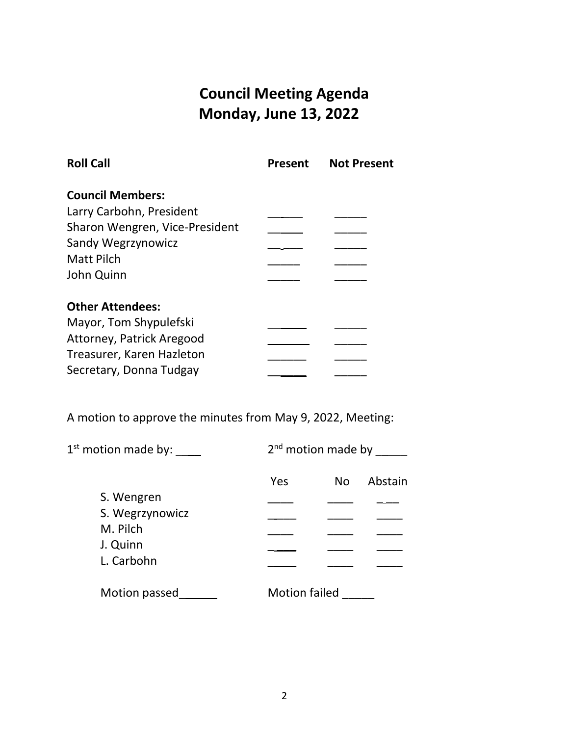# Council Meeting Agenda
## Monday, June 13, 2022

| **Roll Call** | **Present** | **Not Present** |
|---|---|---|
| **Council Members:** | | |
| Larry Carbohn, President | _____ | _____ |
| Sharon Wengren, Vice-President | _____ | _____ |
| Sandy Wegrzynowicz | _____ | _____ |
| Matt Pilch | _____ | _____ |
| John Quinn | _____ | _____ |
| **Other Attendees:** | | |
| Mayor, Tom Shypulefski | _____ | _____ |
| Attorney, Patrick Aregood | _____ | _____ |
| Treasurer, Karen Hazleton | _____ | _____ |
| Secretary, Donna Tudgay | _____ | _____ |

A motion to approve the minutes from May 9, 2022, Meeting:

1st motion made by: ____ 2nd motion made by _____

| | Yes | No | Abstain |
|---|---|---|---|
| S. Wengren | ____ | ____ | ____ |
| S. Wegrzynowicz | ____ | ____ | ____ |
| M. Pilch | ____ | ____ | ____ |
| J. Quinn | ____ | ____ | ____ |
| L. Carbohn | ____ | ____ | ____ |

Motion passed______ Motion failed _____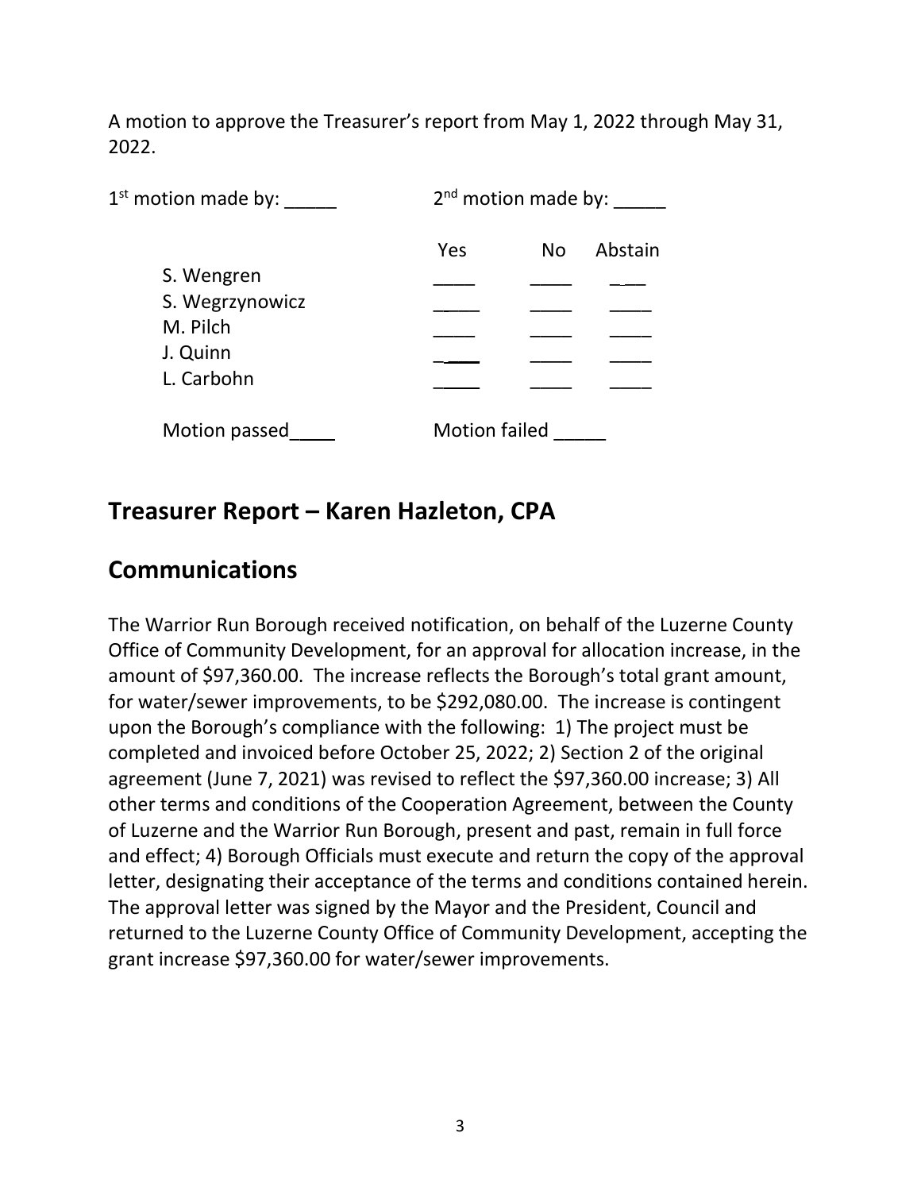A motion to approve the Treasurer's report from May 1, 2022 through May 31, 2022.

1st motion made by: _____ 2nd motion made by: _____

| | Yes | No | Abstain |
|---|---|---|---|
| S. Wengren | ____ | ____ | ____ |
| S. Wegrzynowicz | _____ | ____ | ____ |
| M. Pilch | ____ | ____ | ____ |
| J. Quinn | ____ | ____ | ____ |
| L. Carbohn | _____ | ____ | ____ |

Motion passed____ Motion failed _____

## Treasurer Report – Karen Hazleton, CPA

## Communications

The Warrior Run Borough received notification, on behalf of the Luzerne County Office of Community Development, for an approval for allocation increase, in the amount of $97,360.00. The increase reflects the Borough's total grant amount, for water/sewer improvements, to be $292,080.00. The increase is contingent upon the Borough's compliance with the following: 1) The project must be completed and invoiced before October 25, 2022; 2) Section 2 of the original agreement (June 7, 2021) was revised to reflect the $97,360.00 increase; 3) All other terms and conditions of the Cooperation Agreement, between the County of Luzerne and the Warrior Run Borough, present and past, remain in full force and effect; 4) Borough Officials must execute and return the copy of the approval letter, designating their acceptance of the terms and conditions contained herein. The approval letter was signed by the Mayor and the President, Council and returned to the Luzerne County Office of Community Development, accepting the grant increase $97,360.00 for water/sewer improvements.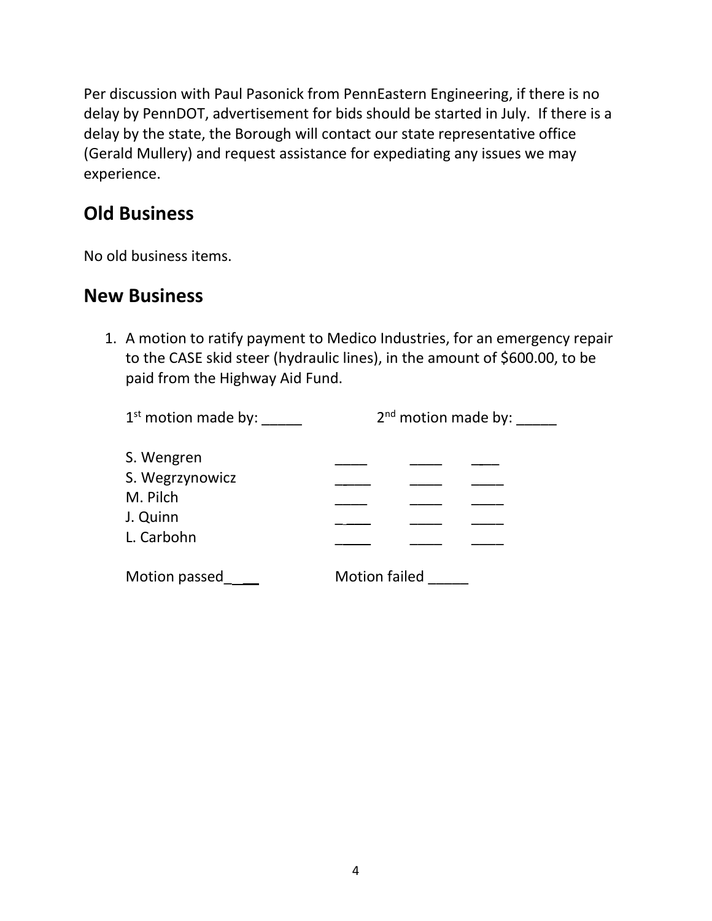Per discussion with Paul Pasonick from PennEastern Engineering, if there is no delay by PennDOT, advertisement for bids should be started in July. If there is a delay by the state, the Borough will contact our state representative office (Gerald Mullery) and request assistance for expediating any issues we may experience.

## Old Business

No old business items.

## New Business

1. A motion to ratify payment to Medico Industries, for an emergency repair to the CASE skid steer (hydraulic lines), in the amount of $600.00, to be paid from the Highway Aid Fund.

   1st motion made by: _____          2nd motion made by: _____

   | | | | |
   |---|---|---|---|
   | S. Wengren | ____ | ____ | ____ |
   | S. Wegrzynowicz | ____ | ____ | ____ |
   | M. Pilch | ____ | ____ | ____ |
   | J. Quinn | ____ | ____ | ____ |
   | L. Carbohn | ____ | ____ | ____ |

   Motion passed____          Motion failed _____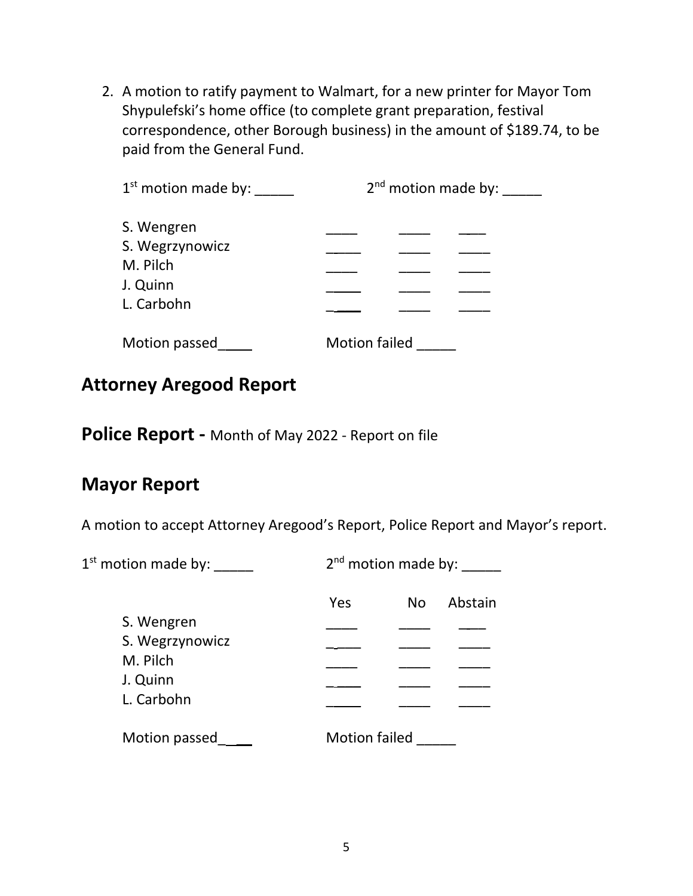2. A motion to ratify payment to Walmart, for a new printer for Mayor Tom Shypulefski's home office (to complete grant preparation, festival correspondence, other Borough business) in the amount of $189.74, to be paid from the General Fund.

1st motion made by: _____ 2nd motion made by: _____

| | | | |
|---|---|---|---|
| S. Wengren | ____ | ____ | ____ |
| S. Wegrzynowicz | ____ | ____ | ____ |
| M. Pilch | ____ | ____ | ____ |
| J. Quinn | ____ | ____ | ____ |
| L. Carbohn | ____ | ____ | ____ |

Motion passed____ Motion failed _____

## Attorney Aregood Report

## Police Report - Month of May 2022 - Report on file

## Mayor Report

A motion to accept Attorney Aregood's Report, Police Report and Mayor's report.

1st motion made by: _____ 2nd motion made by: _____

| | Yes | No | Abstain |
|---|---|---|---|
| S. Wengren | ____ | ____ | ____ |
| S. Wegrzynowicz | ____ | ____ | ____ |
| M. Pilch | ____ | ____ | ____ |
| J. Quinn | ____ | ____ | ____ |
| L. Carbohn | ____ | ____ | ____ |

Motion passed____ Motion failed _____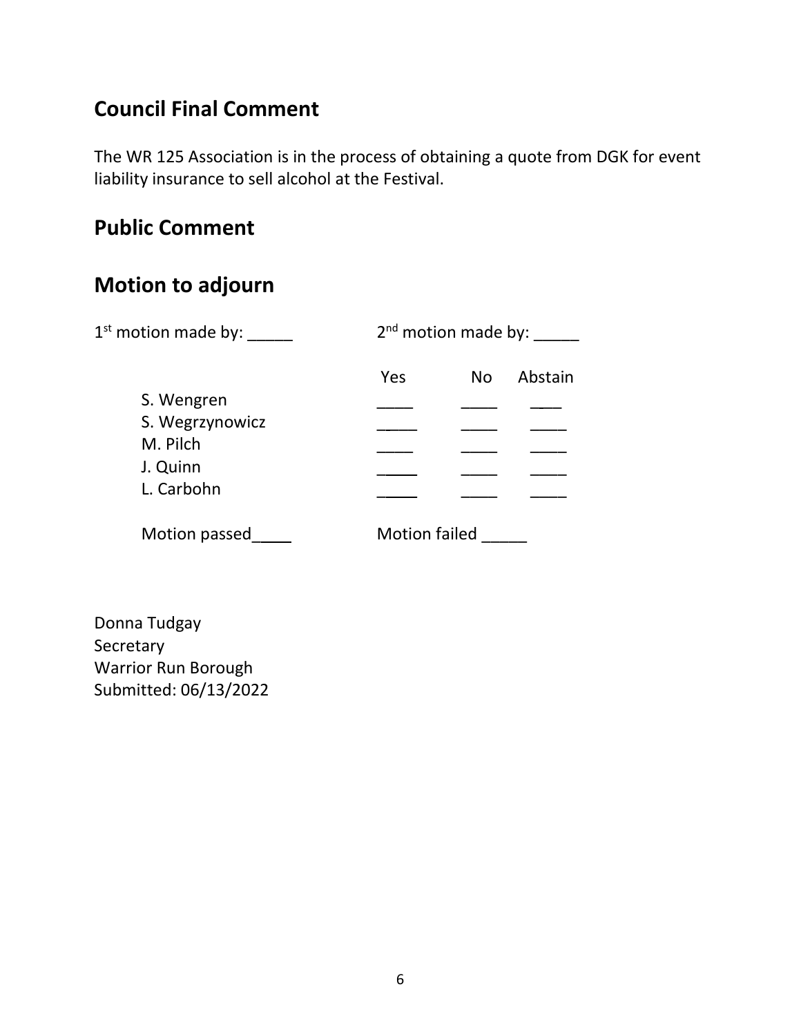## Council Final Comment

The WR 125 Association is in the process of obtaining a quote from DGK for event liability insurance to sell alcohol at the Festival.

## Public Comment

## Motion to adjourn

1st motion made by: _____ 2nd motion made by: _____

| | Yes | No | Abstain |
|---|---|---|---|
| S. Wengren | ____ | ____ | ___ |
| S. Wegrzynowicz | _____ | ____ | ____ |
| M. Pilch | ____ | ____ | ____ |
| J. Quinn | _____ | ____ | ____ |
| L. Carbohn | _____ | ____ | ____ |

Motion passed____ Motion failed _____

Donna Tudgay
Secretary
Warrior Run Borough
Submitted: 06/13/2022